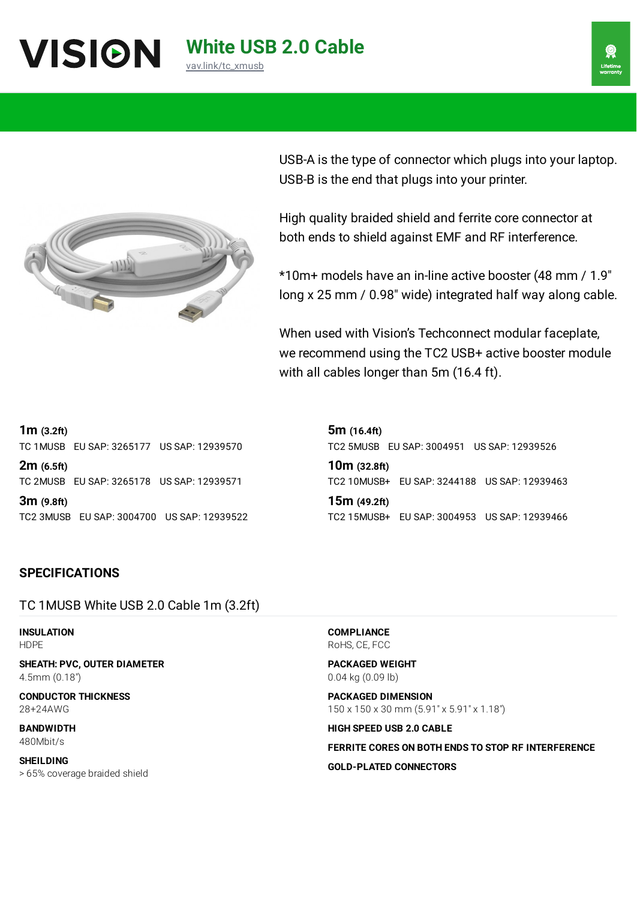# White USB 2.0 Cable

vav.link/tc_xmusb

Lifetime warranty

USB-A is the type of connector which plugs into your laptop. USB-B is the end that plugs into your printer.

High quality braided shield and ferrite core connector at both ends to shield against EMF and RF interference.

*10m+ models have an in-line active booster (48 mm / 1.9" long x 25 mm / 0.98" wide) integrated half way along cable.

When used with Vision's Techconnect modular faceplate, we recommend using the TC2 USB+ active booster module with all cables longer than 5m (16.4 ft).

**1m** (3.2ft)
TC 1MUSB EU SAP: 3265177 US SAP: 12939570

**2m** (6.5ft)
TC 2MUSB EU SAP: 3265178 US SAP: 12939571

**3m** (9.8ft)
TC2 3MUSB EU SAP: 3004700 US SAP: 12939522

**5m** (16.4ft)
TC2 5MUSB EU SAP: 3004951 US SAP: 12939526

**10m** (32.8ft)
TC2 10MUSB+ EU SAP: 3244188 US SAP: 12939463

**15m** (49.2ft)
TC2 15MUSB+ EU SAP: 3004953 US SAP: 12939466

## SPECIFICATIONS

### TC 1MUSB White USB 2.0 Cable 1m (3.2ft)

**INSULATION**
HDPE

**SHEATH: PVC, OUTER DIAMETER**
4.5mm (0.18")

**CONDUCTOR THICKNESS**
28+24AWG

**BANDWIDTH**
480Mbit/s

**SHEILDING**
> 65% coverage braided shield

**COMPLIANCE**
RoHS, CE, FCC

**PACKAGED WEIGHT**
0.04 kg (0.09 lb)

**PACKAGED DIMENSION**
150 x 150 x 30 mm (5.91" x 5.91" x 1.18")

**HIGH SPEED USB 2.0 CABLE**

**FERRITE CORES ON BOTH ENDS TO STOP RF INTERFERENCE**

**GOLD-PLATED CONNECTORS**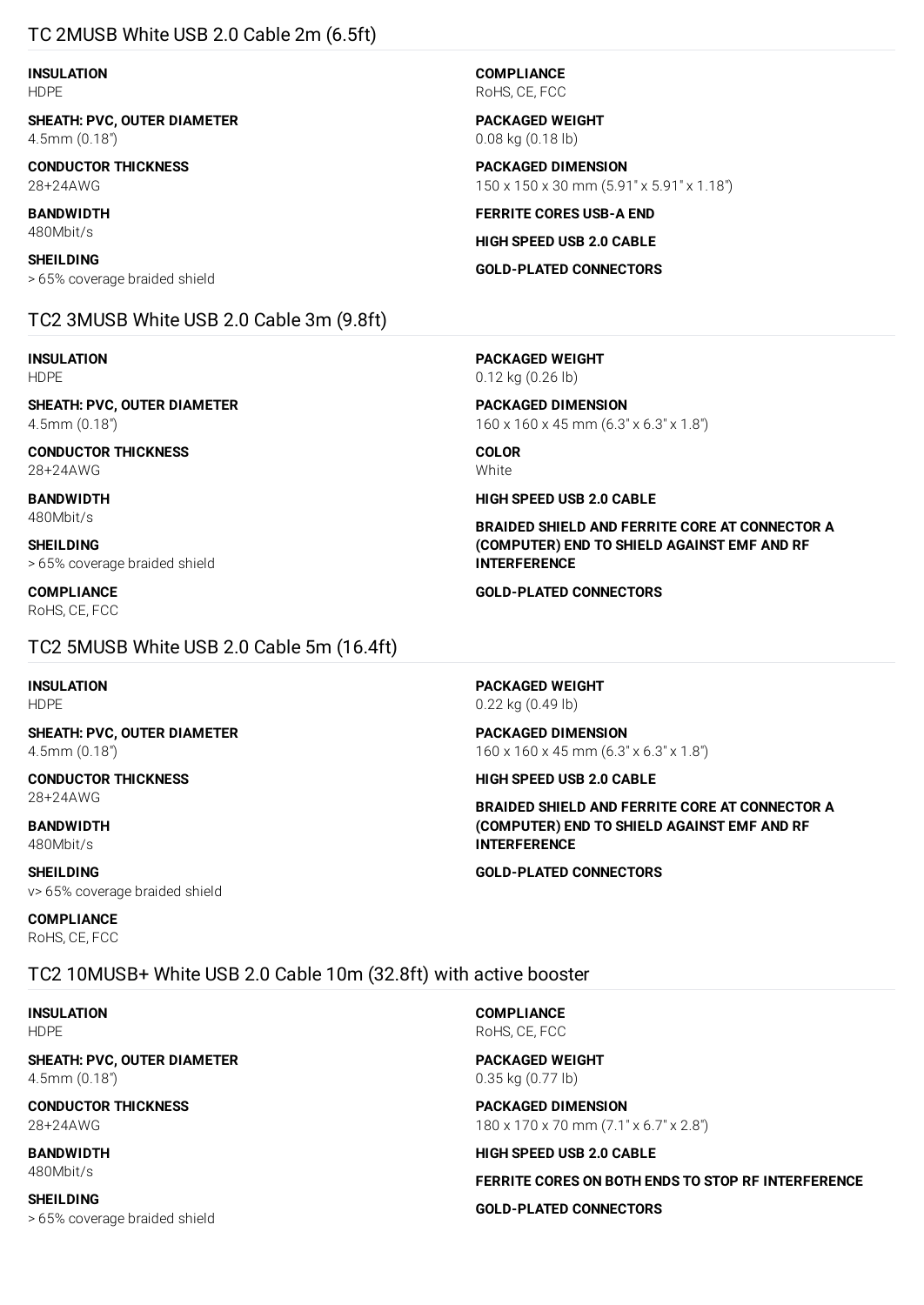## TC 2MUSB White USB 2.0 Cable 2m (6.5ft)

**INSULATION**
HDPE

**SHEATH: PVC, OUTER DIAMETER**
4.5mm (0.18")

**CONDUCTOR THICKNESS**
28+24AWG

**BANDWIDTH**
480Mbit/s

**SHEILDING**
> 65% coverage braided shield

**COMPLIANCE**
RoHS, CE, FCC

**PACKAGED WEIGHT**
0.08 kg (0.18 lb)

**PACKAGED DIMENSION**
150 x 150 x 30 mm (5.91" x 5.91" x 1.18")

**FERRITE CORES USB-A END**

**HIGH SPEED USB 2.0 CABLE**

**GOLD-PLATED CONNECTORS**

## TC2 3MUSB White USB 2.0 Cable 3m (9.8ft)

**INSULATION**
HDPE

**SHEATH: PVC, OUTER DIAMETER**
4.5mm (0.18")

**CONDUCTOR THICKNESS**
28+24AWG

**BANDWIDTH**
480Mbit/s

**SHEILDING**
> 65% coverage braided shield

**COMPLIANCE**
RoHS, CE, FCC

**PACKAGED WEIGHT**
0.12 kg (0.26 lb)

**PACKAGED DIMENSION**
160 x 160 x 45 mm (6.3" x 6.3" x 1.8")

**COLOR**
White

**HIGH SPEED USB 2.0 CABLE**

**BRAIDED SHIELD AND FERRITE CORE AT CONNECTOR A (COMPUTER) END TO SHIELD AGAINST EMF AND RF INTERFERENCE**

**GOLD-PLATED CONNECTORS**

## TC2 5MUSB White USB 2.0 Cable 5m (16.4ft)

**INSULATION**
HDPE

**SHEATH: PVC, OUTER DIAMETER**
4.5mm (0.18")

**CONDUCTOR THICKNESS**
28+24AWG

**BANDWIDTH**
480Mbit/s

**SHEILDING**
v> 65% coverage braided shield

**COMPLIANCE**
RoHS, CE, FCC

**PACKAGED WEIGHT**
0.22 kg (0.49 lb)

**PACKAGED DIMENSION**
160 x 160 x 45 mm (6.3" x 6.3" x 1.8")

**HIGH SPEED USB 2.0 CABLE**

**BRAIDED SHIELD AND FERRITE CORE AT CONNECTOR A (COMPUTER) END TO SHIELD AGAINST EMF AND RF INTERFERENCE**

**GOLD-PLATED CONNECTORS**

## TC2 10MUSB+ White USB 2.0 Cable 10m (32.8ft) with active booster

**INSULATION**
HDPE

**SHEATH: PVC, OUTER DIAMETER**
4.5mm (0.18")

**CONDUCTOR THICKNESS**
28+24AWG

**BANDWIDTH**
480Mbit/s

**SHEILDING**
> 65% coverage braided shield

**COMPLIANCE**
RoHS, CE, FCC

**PACKAGED WEIGHT**
0.35 kg (0.77 lb)

**PACKAGED DIMENSION**
180 x 170 x 70 mm (7.1" x 6.7" x 2.8")

**HIGH SPEED USB 2.0 CABLE**

**FERRITE CORES ON BOTH ENDS TO STOP RF INTERFERENCE**

**GOLD-PLATED CONNECTORS**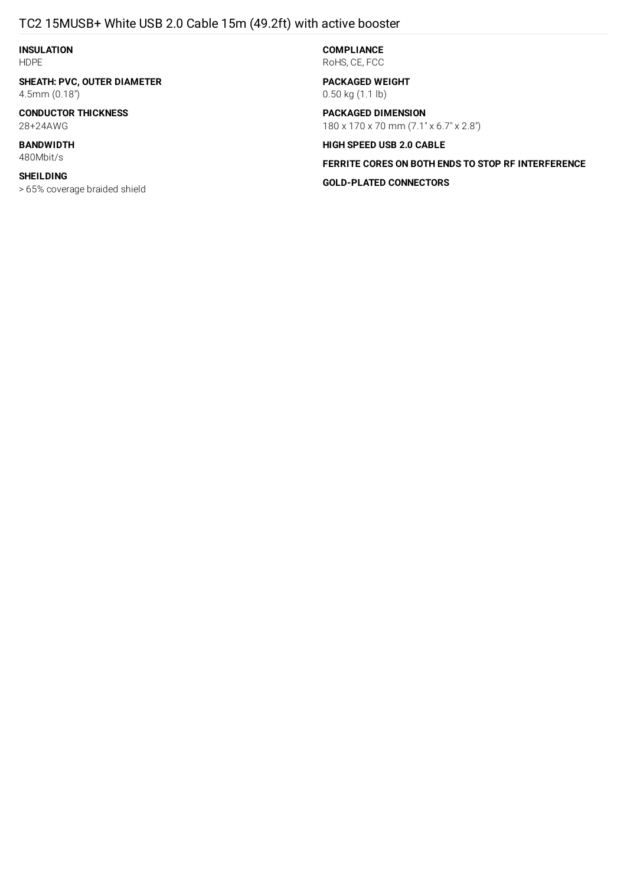# TC2 15MUSB+ White USB 2.0 Cable 15m (49.2ft) with active booster

**INSULATION**
HDPE

**SHEATH: PVC, OUTER DIAMETER**
4.5mm (0.18")

**CONDUCTOR THICKNESS**
28+24AWG

**BANDWIDTH**
480Mbit/s

**SHEILDING**
> 65% coverage braided shield

**COMPLIANCE**
RoHS, CE, FCC

**PACKAGED WEIGHT**
0.50 kg (1.1 lb)

**PACKAGED DIMENSION**
180 x 170 x 70 mm (7.1" x 6.7" x 2.8")

**HIGH SPEED USB 2.0 CABLE**

**FERRITE CORES ON BOTH ENDS TO STOP RF INTERFERENCE**

**GOLD-PLATED CONNECTORS**